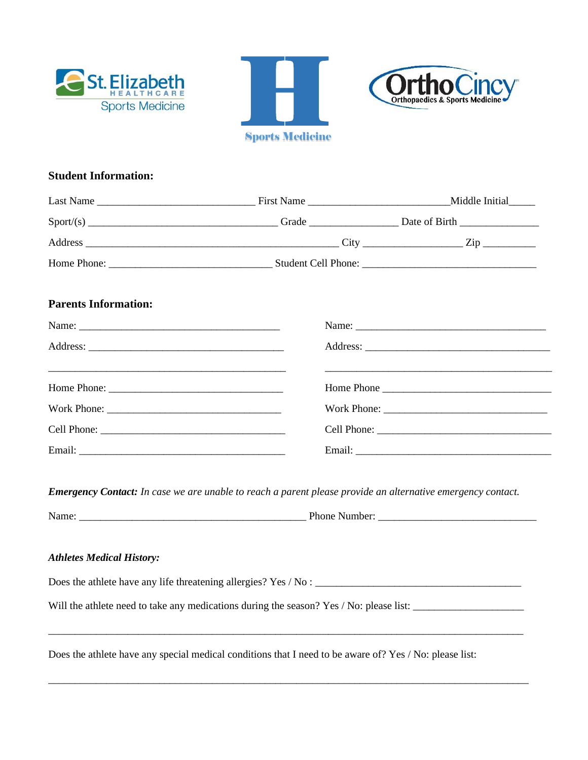St. Elizabeth HEALTHCARE Sports Medicine

H Sports Medicine

OrthoCincy Orthopaedics & Sports Medicine

**Student Information:**

Last Name ______________________________ First Name __________________________Middle Initial_____

Sport/(s) ___________________________________ Grade ________________ Date of Birth _______________

Address __________________________________________________ City __________________ Zip __________

Home Phone: ______________________________ Student Cell Phone: ________________________________

**Parents Information:**

Name: ______________________________________

Address: ____________________________________

____________________________________________

Home Phone: ________________________________

Work Phone: _________________________________

Cell Phone: __________________________________

Email: ______________________________________

Name: ____________________________________

Address: __________________________________

__________________________________________

Home Phone _______________________________

Work Phone: ______________________________

Cell Phone: _______________________________

Email: ____________________________________

***Emergency Contact:*** *In case we are unable to reach a parent please provide an alternative emergency contact.*

Name: _____________________________________________ Phone Number: ______________________________

***Athletes Medical History:***

Does the athlete have any life threatening allergies? Yes / No : _______________________________________

Will the athlete need to take any medications during the season? Yes / No: please list: _____________________

_____________________________________________________________________________________________

Does the athlete have any special medical conditions that I need to be aware of? Yes / No: please list:

_____________________________________________________________________________________________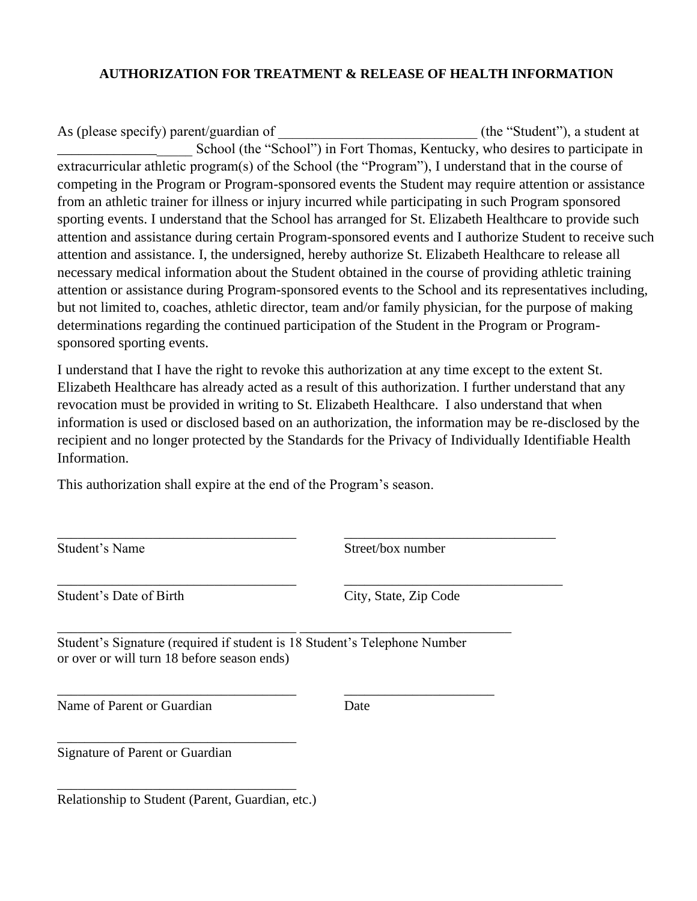**AUTHORIZATION FOR TREATMENT & RELEASE OF HEALTH INFORMATION**

As (please specify) parent/guardian of ____________________________ (the "Student"), a student at ___________________ School (the "School") in Fort Thomas, Kentucky, who desires to participate in extracurricular athletic program(s) of the School (the "Program"), I understand that in the course of competing in the Program or Program-sponsored events the Student may require attention or assistance from an athletic trainer for illness or injury incurred while participating in such Program sponsored sporting events. I understand that the School has arranged for St. Elizabeth Healthcare to provide such attention and assistance during certain Program-sponsored events and I authorize Student to receive such attention and assistance. I, the undersigned, hereby authorize St. Elizabeth Healthcare to release all necessary medical information about the Student obtained in the course of providing athletic training attention or assistance during Program-sponsored events to the School and its representatives including, but not limited to, coaches, athletic director, team and/or family physician, for the purpose of making determinations regarding the continued participation of the Student in the Program or Program-sponsored sporting events.

I understand that I have the right to revoke this authorization at any time except to the extent St. Elizabeth Healthcare has already acted as a result of this authorization. I further understand that any revocation must be provided in writing to St. Elizabeth Healthcare. I also understand that when information is used or disclosed based on an authorization, the information may be re-disclosed by the recipient and no longer protected by the Standards for the Privacy of Individually Identifiable Health Information.

This authorization shall expire at the end of the Program's season.

___________________________________ ________________________________
Student's Name Street/box number

___________________________________ ________________________________
Student's Date of Birth City, State, Zip Code

___________________________________ ________________________________
Student's Signature (required if student is 18 or over or will turn 18 before season ends) Student's Telephone Number

___________________________________ ______________________
Name of Parent or Guardian Date

___________________________________
Signature of Parent or Guardian

___________________________________
Relationship to Student (Parent, Guardian, etc.)